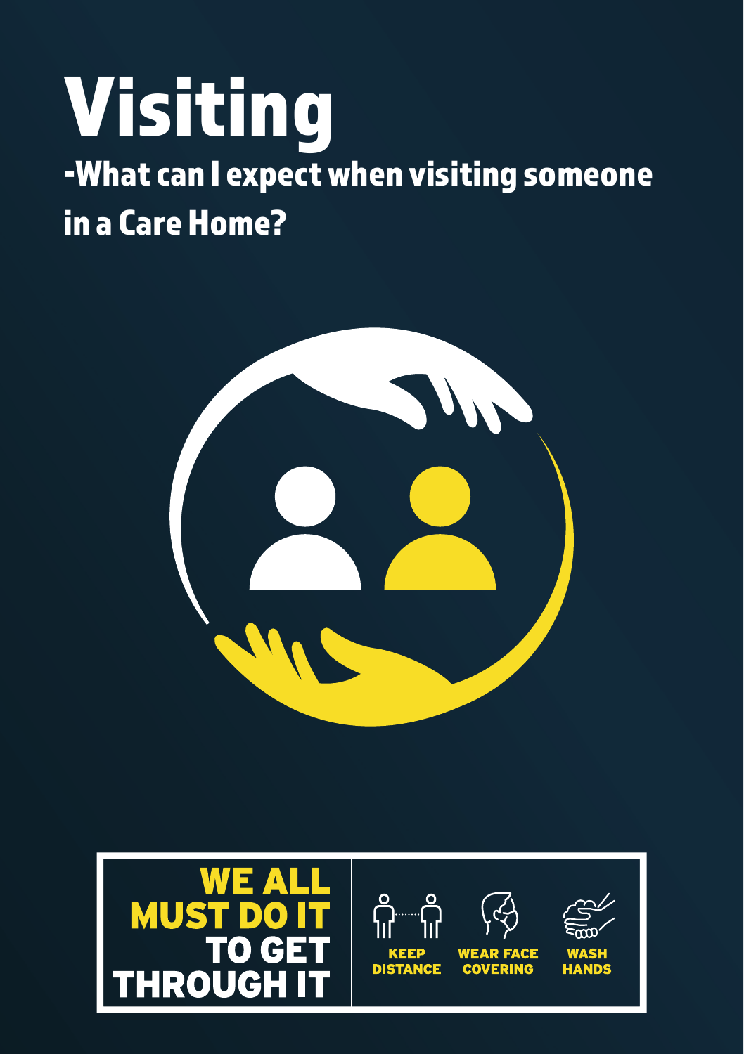# Visiting

## -What can I expect when visiting someone in a Care Home?

WE ALL MUST DO IT TO GET THROUGH IT

KEEP DISTANCE

WEAR FACE COVERING

WASH HANDS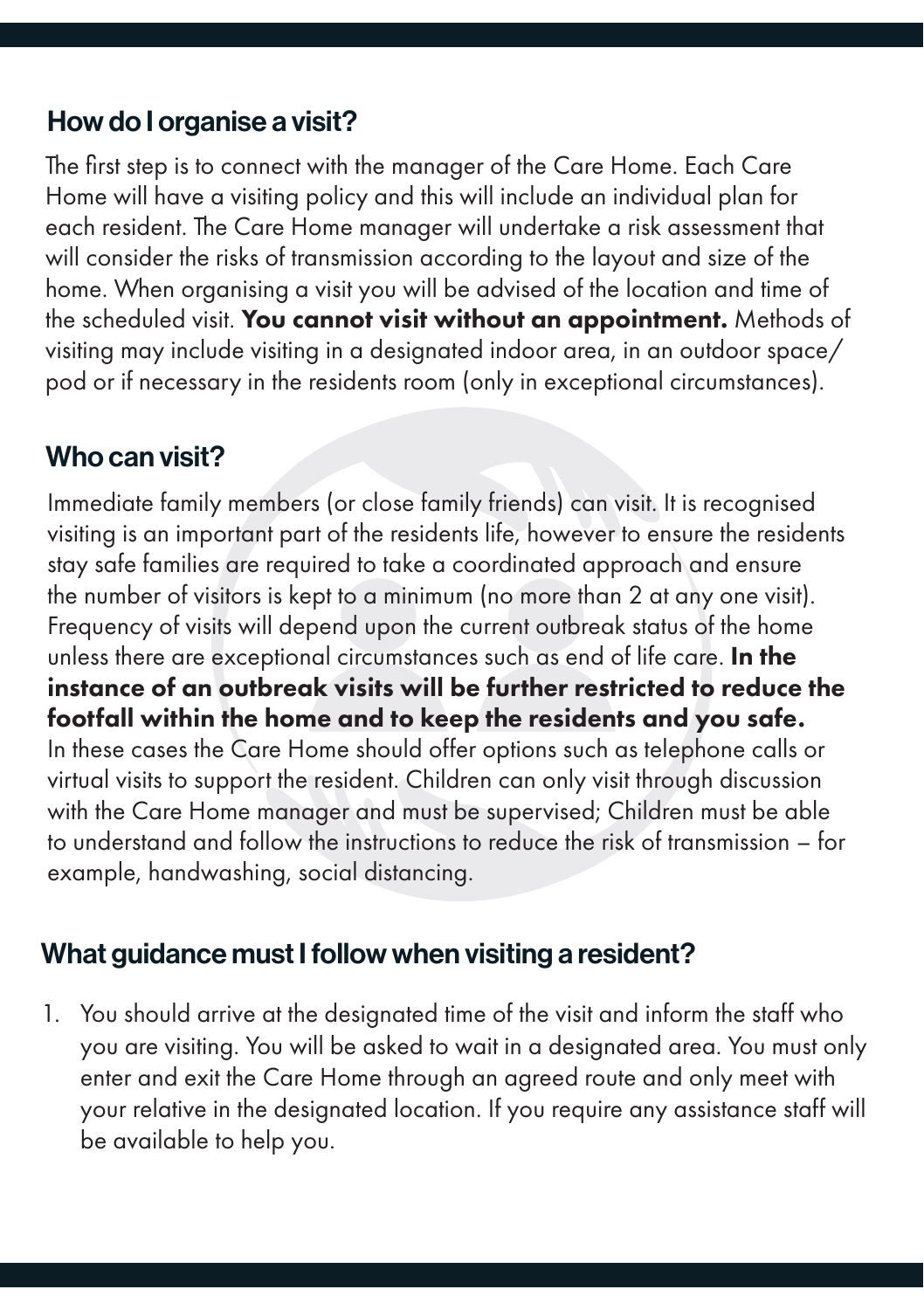## How do I organise a visit?

The first step is to connect with the manager of the Care Home. Each Care Home will have a visiting policy and this will include an individual plan for each resident. The Care Home manager will undertake a risk assessment that will consider the risks of transmission according to the layout and size of the home. When organising a visit you will be advised of the location and time of the scheduled visit. **You cannot visit without an appointment.** Methods of visiting may include visiting in a designated indoor area, in an outdoor space/ pod or if necessary in the residents room (only in exceptional circumstances).

## Who can visit?

Immediate family members (or close family friends) can visit. It is recognised visiting is an important part of the residents life, however to ensure the residents stay safe families are required to take a coordinated approach and ensure the number of visitors is kept to a minimum (no more than 2 at any one visit). Frequency of visits will depend upon the current outbreak status of the home unless there are exceptional circumstances such as end of life care. **In the instance of an outbreak visits will be further restricted to reduce the footfall within the home and to keep the residents and you safe.** In these cases the Care Home should offer options such as telephone calls or virtual visits to support the resident. Children can only visit through discussion with the Care Home manager and must be supervised; Children must be able to understand and follow the instructions to reduce the risk of transmission – for example, handwashing, social distancing.

## What guidance must I follow when visiting a resident?

1. You should arrive at the designated time of the visit and inform the staff who you are visiting. You will be asked to wait in a designated area. You must only enter and exit the Care Home through an agreed route and only meet with your relative in the designated location. If you require any assistance staff will be available to help you.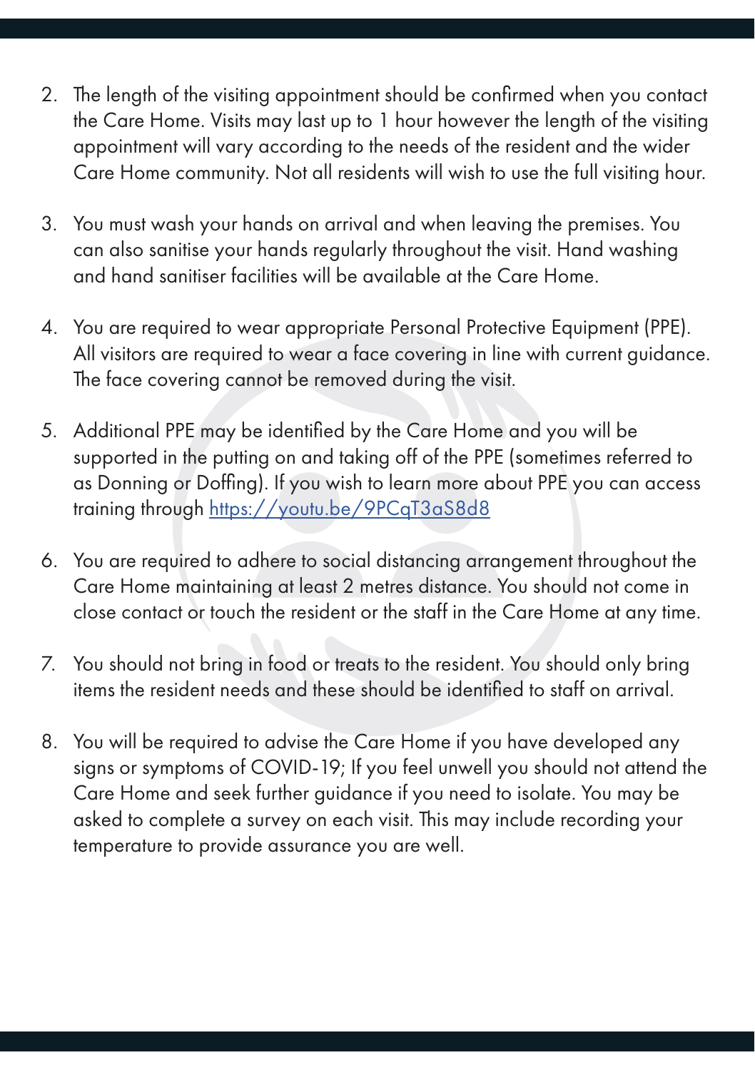2. The length of the visiting appointment should be confirmed when you contact the Care Home. Visits may last up to 1 hour however the length of the visiting appointment will vary according to the needs of the resident and the wider Care Home community. Not all residents will wish to use the full visiting hour.

3. You must wash your hands on arrival and when leaving the premises. You can also sanitise your hands regularly throughout the visit. Hand washing and hand sanitiser facilities will be available at the Care Home.

4. You are required to wear appropriate Personal Protective Equipment (PPE). All visitors are required to wear a face covering in line with current guidance. The face covering cannot be removed during the visit.

5. Additional PPE may be identified by the Care Home and you will be supported in the putting on and taking off of the PPE (sometimes referred to as Donning or Doffing). If you wish to learn more about PPE you can access training through [https://youtu.be/9PCqT3aS8d8](https://youtu.be/9PCqT3aS8d8)

6. You are required to adhere to social distancing arrangement throughout the Care Home maintaining at least 2 metres distance. You should not come in close contact or touch the resident or the staff in the Care Home at any time.

7. You should not bring in food or treats to the resident. You should only bring items the resident needs and these should be identified to staff on arrival.

8. You will be required to advise the Care Home if you have developed any signs or symptoms of COVID-19; If you feel unwell you should not attend the Care Home and seek further guidance if you need to isolate. You may be asked to complete a survey on each visit. This may include recording your temperature to provide assurance you are well.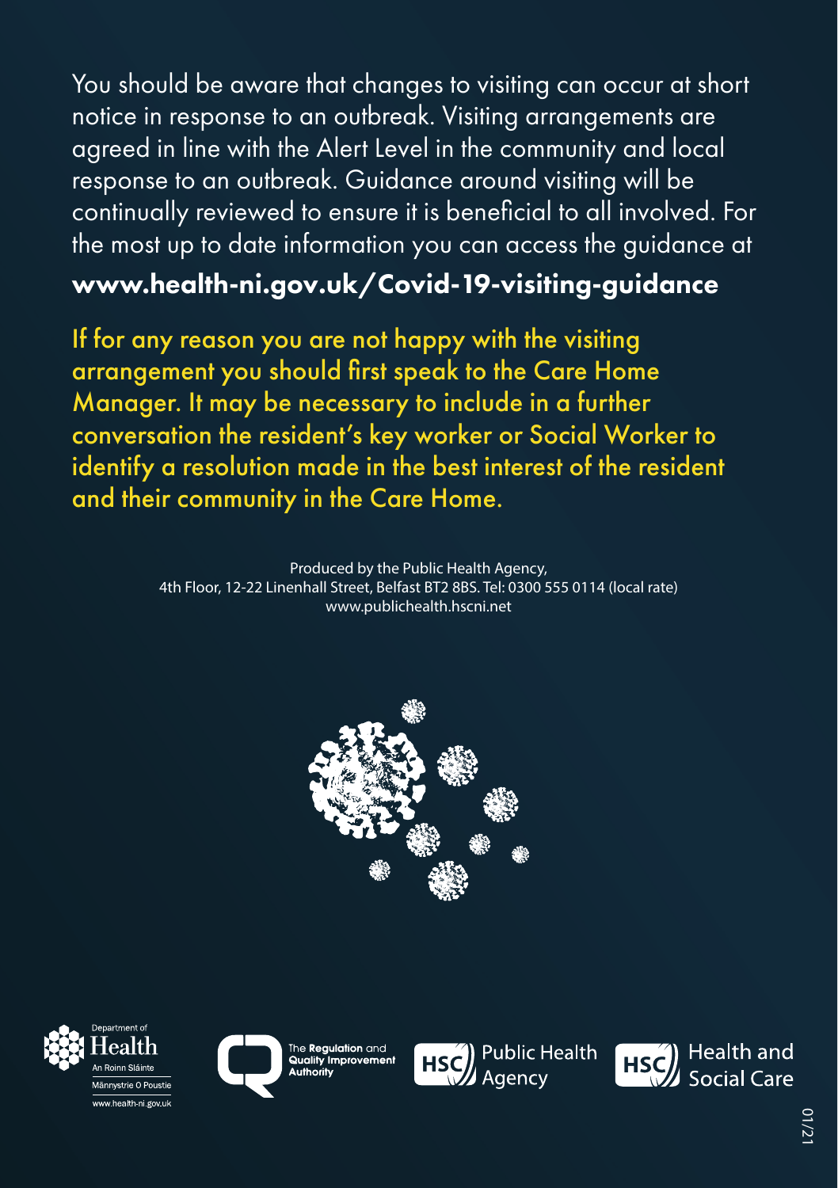You should be aware that changes to visiting can occur at short notice in response to an outbreak. Visiting arrangements are agreed in line with the Alert Level in the community and local response to an outbreak. Guidance around visiting will be continually reviewed to ensure it is beneficial to all involved. For the most up to date information you can access the guidance at

**www.health-ni.gov.uk/Covid-19-visiting-guidance**

If for any reason you are not happy with the visiting arrangement you should first speak to the Care Home Manager. It may be necessary to include in a further conversation the resident's key worker or Social Worker to identify a resolution made in the best interest of the resident and their community in the Care Home.

Produced by the Public Health Agency,
4th Floor, 12-22 Linenhall Street, Belfast BT2 8BS. Tel: 0300 555 0114 (local rate)
www.publichealth.hscni.net

Department of Health
An Roinn Sláinte
Männystrie O Poustie
www.health-ni.gov.uk

The **Regulation** and **Quality Improvement Authority**

HSC Public Health Agency

HSC Health and Social Care

01/21